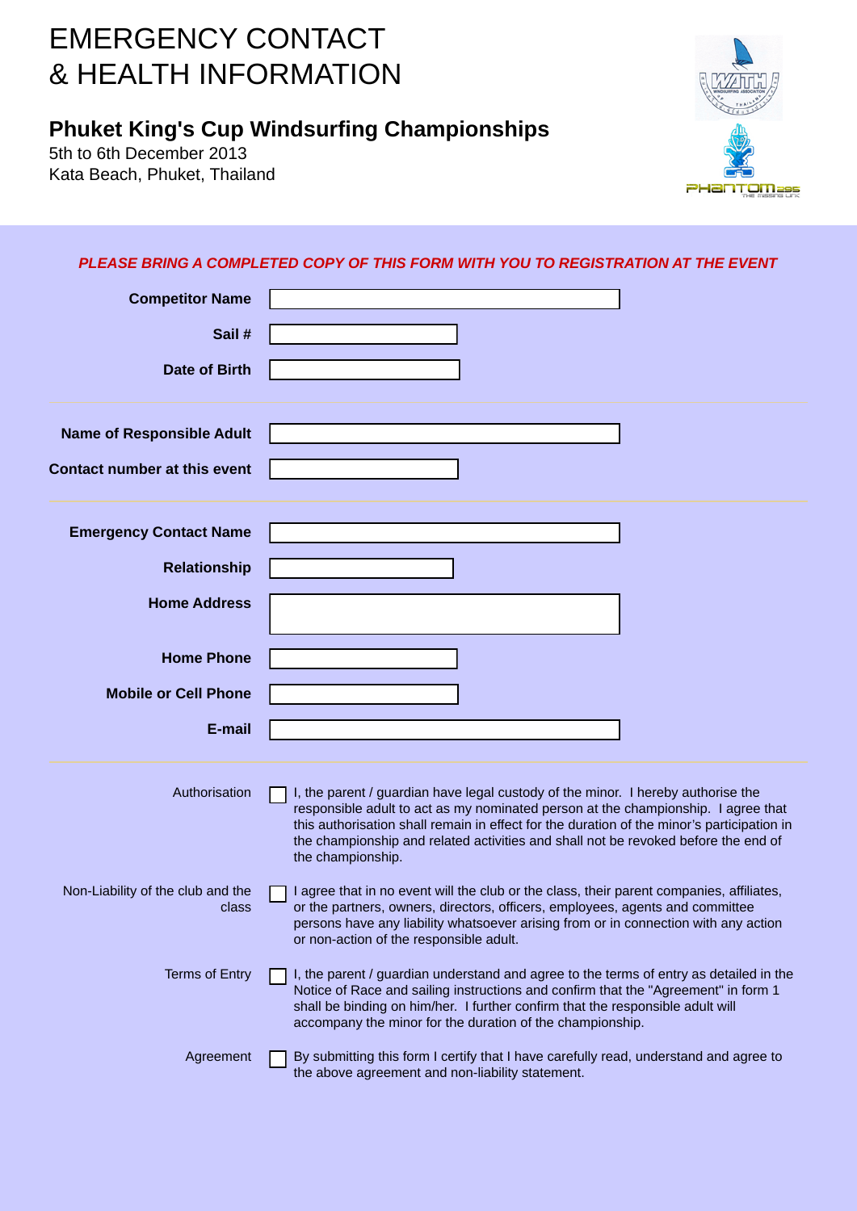# EMERGENCY CONTACT & HEALTH INFORMATION

## Phuket King's Cup Windsurfing Championships

5th to 6th December 2013
Kata Beach, Phuket, Thailand

***PLEASE BRING A COMPLETED COPY OF THIS FORM WITH YOU TO REGISTRATION AT THE EVENT***

**Competitor Name**

**Sail #**

**Date of Birth**

---

**Name of Responsible Adult**

**Contact number at this event**

---

**Emergency Contact Name**

**Relationship**

**Home Address**

**Home Phone**

**Mobile or Cell Phone**

**E-mail**

---

Authorisation

☐ I, the parent / guardian have legal custody of the minor. I hereby authorise the responsible adult to act as my nominated person at the championship. I agree that this authorisation shall remain in effect for the duration of the minor's participation in the championship and related activities and shall not be revoked before the end of the championship.

Non-Liability of the club and the class

☐ I agree that in no event will the club or the class, their parent companies, affiliates, or the partners, owners, directors, officers, employees, agents and committee persons have any liability whatsoever arising from or in connection with any action or non-action of the responsible adult.

Terms of Entry

☐ I, the parent / guardian understand and agree to the terms of entry as detailed in the Notice of Race and sailing instructions and confirm that the "Agreement" in form 1 shall be binding on him/her. I further confirm that the responsible adult will accompany the minor for the duration of the championship.

Agreement

☐ By submitting this form I certify that I have carefully read, understand and agree to the above agreement and non-liability statement.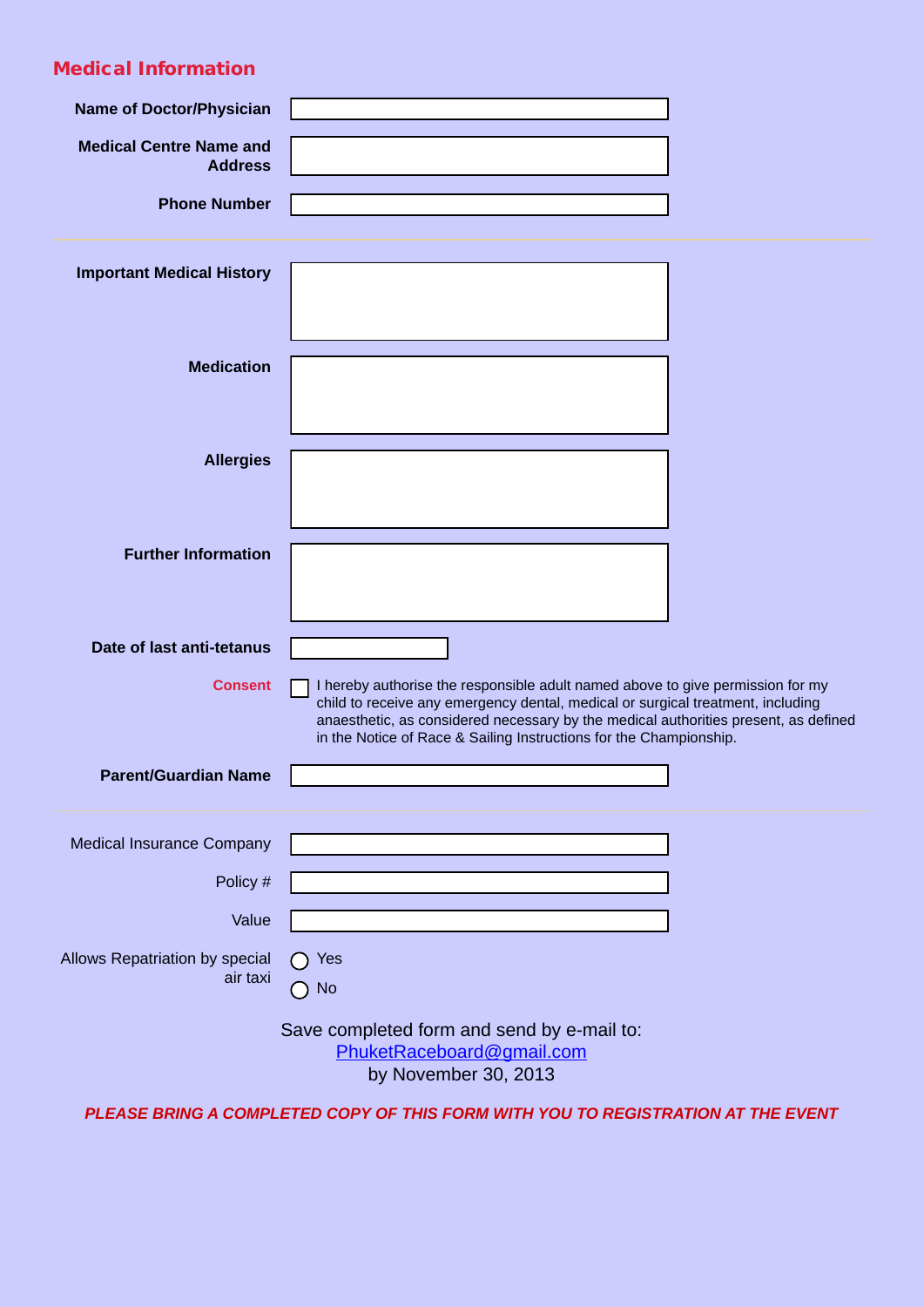## Medical Information

**Name of Doctor/Physician**

**Medical Centre Name and Address**

**Phone Number**

---

**Important Medical History**

**Medication**

**Allergies**

**Further Information**

**Date of last anti-tetanus**

**Consent** ☐ I hereby authorise the responsible adult named above to give permission for my child to receive any emergency dental, medical or surgical treatment, including anaesthetic, as considered necessary by the medical authorities present, as defined in the Notice of Race & Sailing Instructions for the Championship.

**Parent/Guardian Name**

---

Medical Insurance Company

Policy #

Value

Allows Repatriation by special air taxi

○ Yes

○ No

Save completed form and send by e-mail to:
PhuketRaceboard@gmail.com
by November 30, 2013

***PLEASE BRING A COMPLETED COPY OF THIS FORM WITH YOU TO REGISTRATION AT THE EVENT***